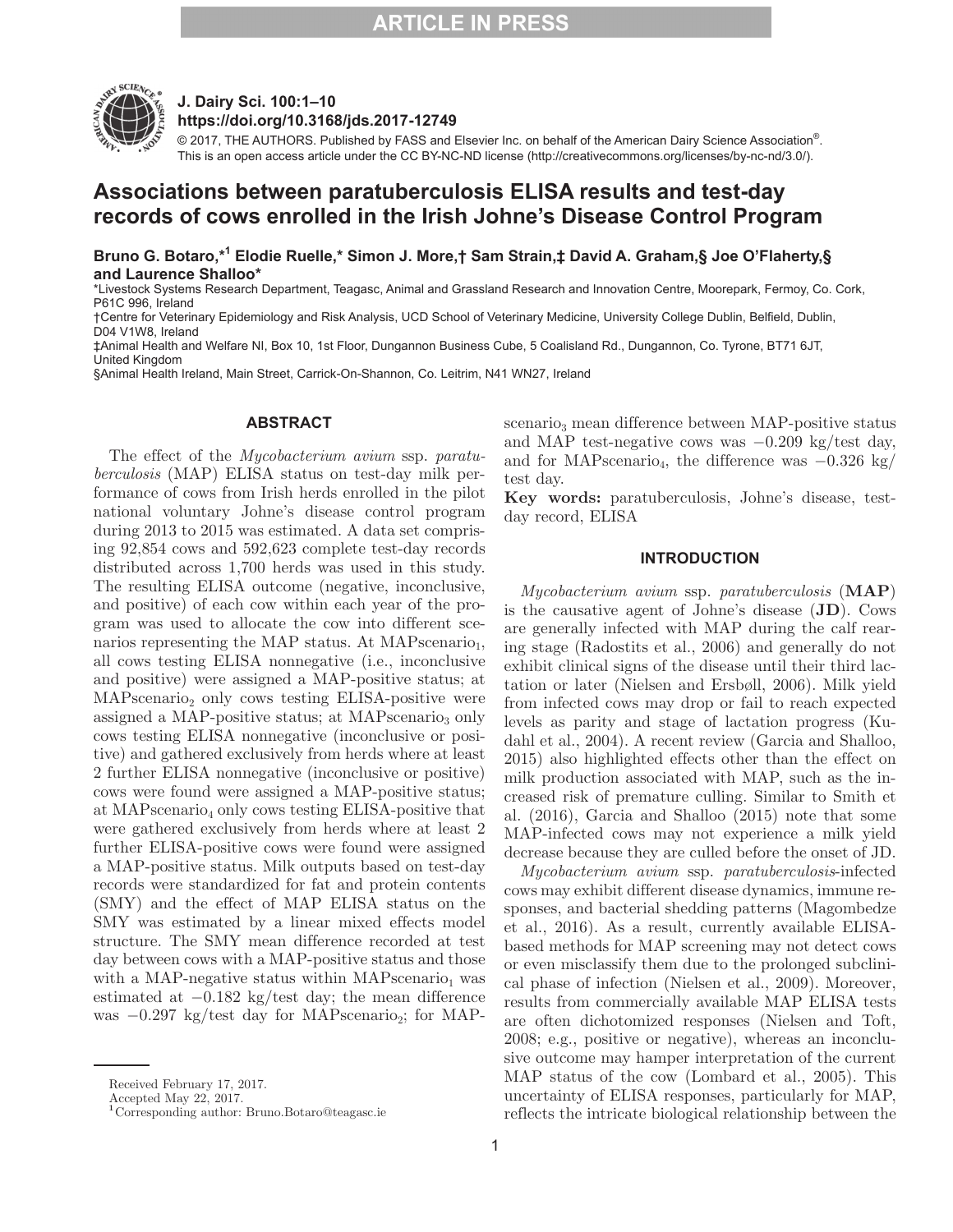**ARTICLE IN PRESS**

**J. Dairy Sci. 100:1–10**
**https://doi.org/10.3168/jds.2017-12749**
© 2017, THE AUTHORS. Published by FASS and Elsevier Inc. on behalf of the American Dairy Science Association®. This is an open access article under the CC BY-NC-ND license (http://creativecommons.org/licenses/by-nc-nd/3.0/).

# Associations between paratuberculosis ELISA results and test-day records of cows enrolled in the Irish Johne's Disease Control Program

**Bruno G. Botaro,*[1] Elodie Ruelle,* Simon J. More,† Sam Strain,‡ David A. Graham,§ Joe O'Flaherty,§ and Laurence Shalloo***

*Livestock Systems Research Department, Teagasc, Animal and Grassland Research and Innovation Centre, Moorepark, Fermoy, Co. Cork, P61C 996, Ireland
†Centre for Veterinary Epidemiology and Risk Analysis, UCD School of Veterinary Medicine, University College Dublin, Belfield, Dublin, D04 V1W8, Ireland
‡Animal Health and Welfare NI, Box 10, 1st Floor, Dungannon Business Cube, 5 Coalisland Rd., Dungannon, Co. Tyrone, BT71 6JT, United Kingdom
§Animal Health Ireland, Main Street, Carrick-On-Shannon, Co. Leitrim, N41 WN27, Ireland

## ABSTRACT

The effect of the *Mycobacterium avium* ssp. *paratuberculosis* (MAP) ELISA status on test-day milk performance of cows from Irish herds enrolled in the pilot national voluntary Johne's disease control program during 2013 to 2015 was estimated. A data set comprising 92,854 cows and 592,623 complete test-day records distributed across 1,700 herds was used in this study. The resulting ELISA outcome (negative, inconclusive, and positive) of each cow within each year of the program was used to allocate the cow into different scenarios representing the MAP status. At $\text{MAPscenario}_1$, all cows testing ELISA nonnegative (i.e., inconclusive and positive) were assigned a MAP-positive status; at $\text{MAPscenario}_2$ only cows testing ELISA-positive were assigned a MAP-positive status; at $\text{MAPscenario}_3$ only cows testing ELISA nonnegative (inconclusive or positive) and gathered exclusively from herds where at least 2 further ELISA nonnegative (inconclusive or positive) cows were found were assigned a MAP-positive status; at $\text{MAPscenario}_4$ only cows testing ELISA-positive that were gathered exclusively from herds where at least 2 further ELISA-positive cows were found were assigned a MAP-positive status. Milk outputs based on test-day records were standardized for fat and protein contents (SMY) and the effect of MAP ELISA status on the SMY was estimated by a linear mixed effects model structure. The SMY mean difference recorded at test day between cows with a MAP-positive status and those with a MAP-negative status within $\text{MAPscenario}_1$ was estimated at −0.182 kg/test day; the mean difference was −0.297 kg/test day for $\text{MAPscenario}_2$; for $\text{MAPscenario}_3$ mean difference between MAP-positive status and MAP test-negative cows was −0.209 kg/test day, and for $\text{MAPscenario}_4$, the difference was −0.326 kg/test day.

**Key words:** paratuberculosis, Johne's disease, test-day record, ELISA

## INTRODUCTION

*Mycobacterium avium* ssp. *paratuberculosis* (**MAP**) is the causative agent of Johne's disease (**JD**). Cows are generally infected with MAP during the calf rearing stage (Radostits et al., 2006) and generally do not exhibit clinical signs of the disease until their third lactation or later (Nielsen and Ersbøll, 2006). Milk yield from infected cows may drop or fail to reach expected levels as parity and stage of lactation progress (Kudahl et al., 2004). A recent review (Garcia and Shalloo, 2015) also highlighted effects other than the effect on milk production associated with MAP, such as the increased risk of premature culling. Similar to Smith et al. (2016), Garcia and Shalloo (2015) note that some MAP-infected cows may not experience a milk yield decrease because they are culled before the onset of JD.

*Mycobacterium avium* ssp. *paratuberculosis*-infected cows may exhibit different disease dynamics, immune responses, and bacterial shedding patterns (Magombedze et al., 2016). As a result, currently available ELISA-based methods for MAP screening may not detect cows or even misclassify them due to the prolonged subclinical phase of infection (Nielsen et al., 2009). Moreover, results from commercially available MAP ELISA tests are often dichotomized responses (Nielsen and Toft, 2008; e.g., positive or negative), whereas an inconclusive outcome may hamper interpretation of the current MAP status of the cow (Lombard et al., 2005). This uncertainty of ELISA responses, particularly for MAP, reflects the intricate biological relationship between the

Received February 17, 2017.
Accepted May 22, 2017.
[1]Corresponding author: Bruno.Botaro@teagasc.ie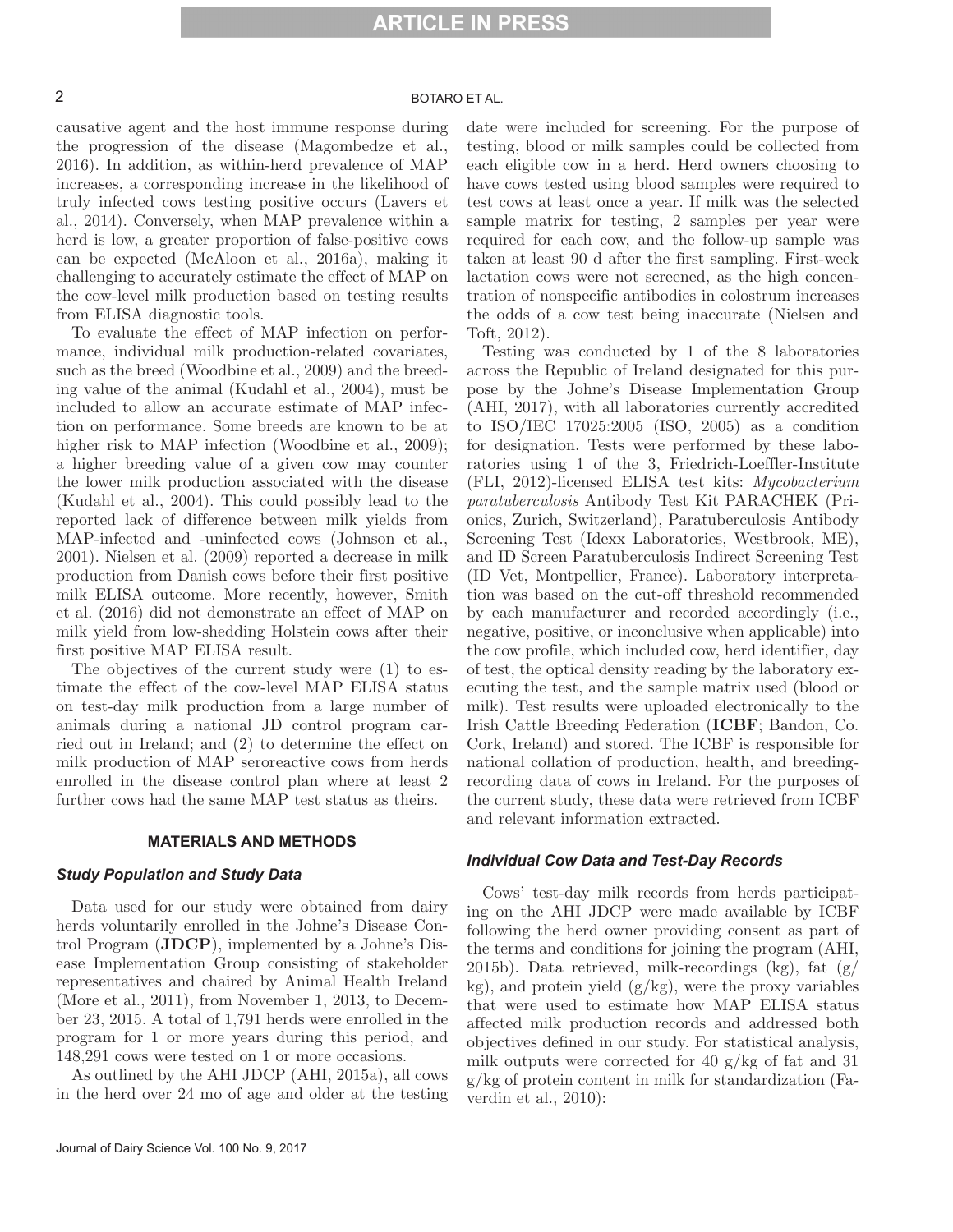causative agent and the host immune response during the progression of the disease (Magombedze et al., 2016). In addition, as within-herd prevalence of MAP increases, a corresponding increase in the likelihood of truly infected cows testing positive occurs (Lavers et al., 2014). Conversely, when MAP prevalence within a herd is low, a greater proportion of false-positive cows can be expected (McAloon et al., 2016a), making it challenging to accurately estimate the effect of MAP on the cow-level milk production based on testing results from ELISA diagnostic tools.

To evaluate the effect of MAP infection on performance, individual milk production-related covariates, such as the breed (Woodbine et al., 2009) and the breeding value of the animal (Kudahl et al., 2004), must be included to allow an accurate estimate of MAP infection on performance. Some breeds are known to be at higher risk to MAP infection (Woodbine et al., 2009); a higher breeding value of a given cow may counter the lower milk production associated with the disease (Kudahl et al., 2004). This could possibly lead to the reported lack of difference between milk yields from MAP-infected and -uninfected cows (Johnson et al., 2001). Nielsen et al. (2009) reported a decrease in milk production from Danish cows before their first positive milk ELISA outcome. More recently, however, Smith et al. (2016) did not demonstrate an effect of MAP on milk yield from low-shedding Holstein cows after their first positive MAP ELISA result.

The objectives of the current study were (1) to estimate the effect of the cow-level MAP ELISA status on test-day milk production from a large number of animals during a national JD control program carried out in Ireland; and (2) to determine the effect on milk production of MAP seroreactive cows from herds enrolled in the disease control plan where at least 2 further cows had the same MAP test status as theirs.

## MATERIALS AND METHODS

### *Study Population and Study Data*

Data used for our study were obtained from dairy herds voluntarily enrolled in the Johne's Disease Control Program (**JDCP**), implemented by a Johne's Disease Implementation Group consisting of stakeholder representatives and chaired by Animal Health Ireland (More et al., 2011), from November 1, 2013, to December 23, 2015. A total of 1,791 herds were enrolled in the program for 1 or more years during this period, and 148,291 cows were tested on 1 or more occasions.

As outlined by the AHI JDCP (AHI, 2015a), all cows in the herd over 24 mo of age and older at the testing date were included for screening. For the purpose of testing, blood or milk samples could be collected from each eligible cow in a herd. Herd owners choosing to have cows tested using blood samples were required to test cows at least once a year. If milk was the selected sample matrix for testing, 2 samples per year were required for each cow, and the follow-up sample was taken at least 90 d after the first sampling. First-week lactation cows were not screened, as the high concentration of nonspecific antibodies in colostrum increases the odds of a cow test being inaccurate (Nielsen and Toft, 2012).

Testing was conducted by 1 of the 8 laboratories across the Republic of Ireland designated for this purpose by the Johne's Disease Implementation Group (AHI, 2017), with all laboratories currently accredited to ISO/IEC 17025:2005 (ISO, 2005) as a condition for designation. Tests were performed by these laboratories using 1 of the 3, Friedrich-Loeffler-Institute (FLI, 2012)-licensed ELISA test kits: *Mycobacterium paratuberculosis* Antibody Test Kit PARACHEK (Prionics, Zurich, Switzerland), Paratuberculosis Antibody Screening Test (Idexx Laboratories, Westbrook, ME), and ID Screen Paratuberculosis Indirect Screening Test (ID Vet, Montpellier, France). Laboratory interpretation was based on the cut-off threshold recommended by each manufacturer and recorded accordingly (i.e., negative, positive, or inconclusive when applicable) into the cow profile, which included cow, herd identifier, day of test, the optical density reading by the laboratory executing the test, and the sample matrix used (blood or milk). Test results were uploaded electronically to the Irish Cattle Breeding Federation (**ICBF**; Bandon, Co. Cork, Ireland) and stored. The ICBF is responsible for national collation of production, health, and breeding-recording data of cows in Ireland. For the purposes of the current study, these data were retrieved from ICBF and relevant information extracted.

### *Individual Cow Data and Test-Day Records*

Cows' test-day milk records from herds participating on the AHI JDCP were made available by ICBF following the herd owner providing consent as part of the terms and conditions for joining the program (AHI, 2015b). Data retrieved, milk-recordings (kg), fat (g/kg), and protein yield (g/kg), were the proxy variables that were used to estimate how MAP ELISA status affected milk production records and addressed both objectives defined in our study. For statistical analysis, milk outputs were corrected for 40 g/kg of fat and 31 g/kg of protein content in milk for standardization (Faverdin et al., 2010):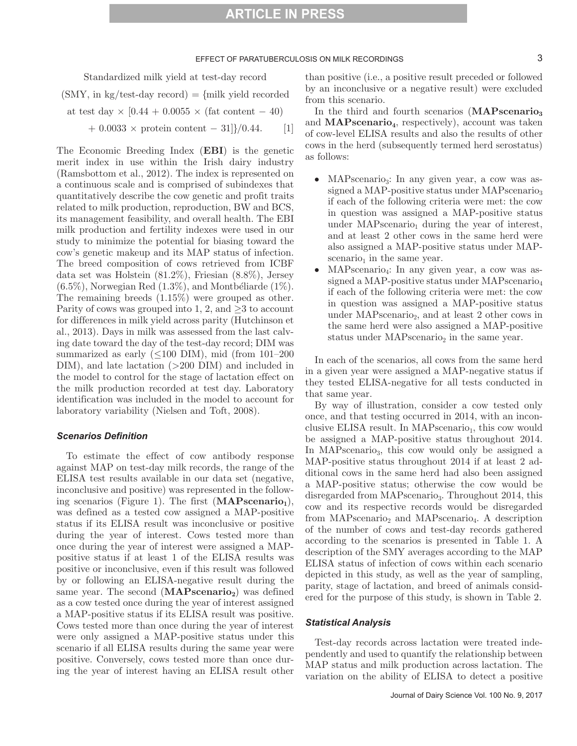Standardized milk yield at test-day record

$$\text{(SMY, in kg/test-day record)} = \{\text{milk yield recorded at test day} \times [0.44 + 0.0055 \times (\text{fat content} - 40) + 0.0033 \times \text{protein content} - 31]\}/0.44. \quad [1]$$

The Economic Breeding Index (**EBI**) is the genetic merit index in use within the Irish dairy industry (Ramsbottom et al., 2012). The index is represented on a continuous scale and is comprised of subindexes that quantitatively describe the cow genetic and profit traits related to milk production, reproduction, BW and BCS, its management feasibility, and overall health. The EBI milk production and fertility indexes were used in our study to minimize the potential for biasing toward the cow's genetic makeup and its MAP status of infection. The breed composition of cows retrieved from ICBF data set was Holstein (81.2%), Friesian (8.8%), Jersey (6.5%), Norwegian Red (1.3%), and Montbéliarde (1%). The remaining breeds (1.15%) were grouped as other. Parity of cows was grouped into 1, 2, and ≥3 to account for differences in milk yield across parity (Hutchinson et al., 2013). Days in milk was assessed from the last calving date toward the day of the test-day record; DIM was summarized as early (≤100 DIM), mid (from 101–200 DIM), and late lactation (>200 DIM) and included in the model to control for the stage of lactation effect on the milk production recorded at test day. Laboratory identification was included in the model to account for laboratory variability (Nielsen and Toft, 2008).

### Scenarios Definition

To estimate the effect of cow antibody response against MAP on test-day milk records, the range of the ELISA test results available in our data set (negative, inconclusive and positive) was represented in the following scenarios (Figure 1). The first (**MAPscenario$_1$**), was defined as a tested cow assigned a MAP-positive status if its ELISA result was inconclusive or positive during the year of interest. Cows tested more than once during the year of interest were assigned a MAP-positive status if at least 1 of the ELISA results was positive or inconclusive, even if this result was followed by or following an ELISA-negative result during the same year. The second (**MAPscenario$_2$**) was defined as a cow tested once during the year of interest assigned a MAP-positive status if its ELISA result was positive. Cows tested more than once during the year of interest were only assigned a MAP-positive status under this scenario if all ELISA results during the same year were positive. Conversely, cows tested more than once during the year of interest having an ELISA result other than positive (i.e., a positive result preceded or followed by an inconclusive or a negative result) were excluded from this scenario.

In the third and fourth scenarios (**MAPscenario$_3$** and **MAPscenario$_4$**, respectively), account was taken of cow-level ELISA results and also the results of other cows in the herd (subsequently termed herd serostatus) as follows:

- MAPscenario$_3$: In any given year, a cow was assigned a MAP-positive status under MAPscenario$_3$ if each of the following criteria were met: the cow in question was assigned a MAP-positive status under MAPscenario$_1$ during the year of interest, and at least 2 other cows in the same herd were also assigned a MAP-positive status under MAPscenario$_1$ in the same year.
- MAPscenario$_4$: In any given year, a cow was assigned a MAP-positive status under MAPscenario$_4$ if each of the following criteria were met: the cow in question was assigned a MAP-positive status under MAPscenario$_2$, and at least 2 other cows in the same herd were also assigned a MAP-positive status under MAPscenario$_2$ in the same year.

In each of the scenarios, all cows from the same herd in a given year were assigned a MAP-negative status if they tested ELISA-negative for all tests conducted in that same year.

By way of illustration, consider a cow tested only once, and that testing occurred in 2014, with an inconclusive ELISA result. In MAPscenario$_1$, this cow would be assigned a MAP-positive status throughout 2014. In MAPscenario$_3$, this cow would only be assigned a MAP-positive status throughout 2014 if at least 2 additional cows in the same herd had also been assigned a MAP-positive status; otherwise the cow would be disregarded from MAPscenario$_3$. Throughout 2014, this cow and its respective records would be disregarded from MAPscenario$_2$ and MAPscenario$_4$. A description of the number of cows and test-day records gathered according to the scenarios is presented in Table 1. A description of the SMY averages according to the MAP ELISA status of infection of cows within each scenario depicted in this study, as well as the year of sampling, parity, stage of lactation, and breed of animals considered for the purpose of this study, is shown in Table 2.

### Statistical Analysis

Test-day records across lactation were treated independently and used to quantify the relationship between MAP status and milk production across lactation. The variation on the ability of ELISA to detect a positive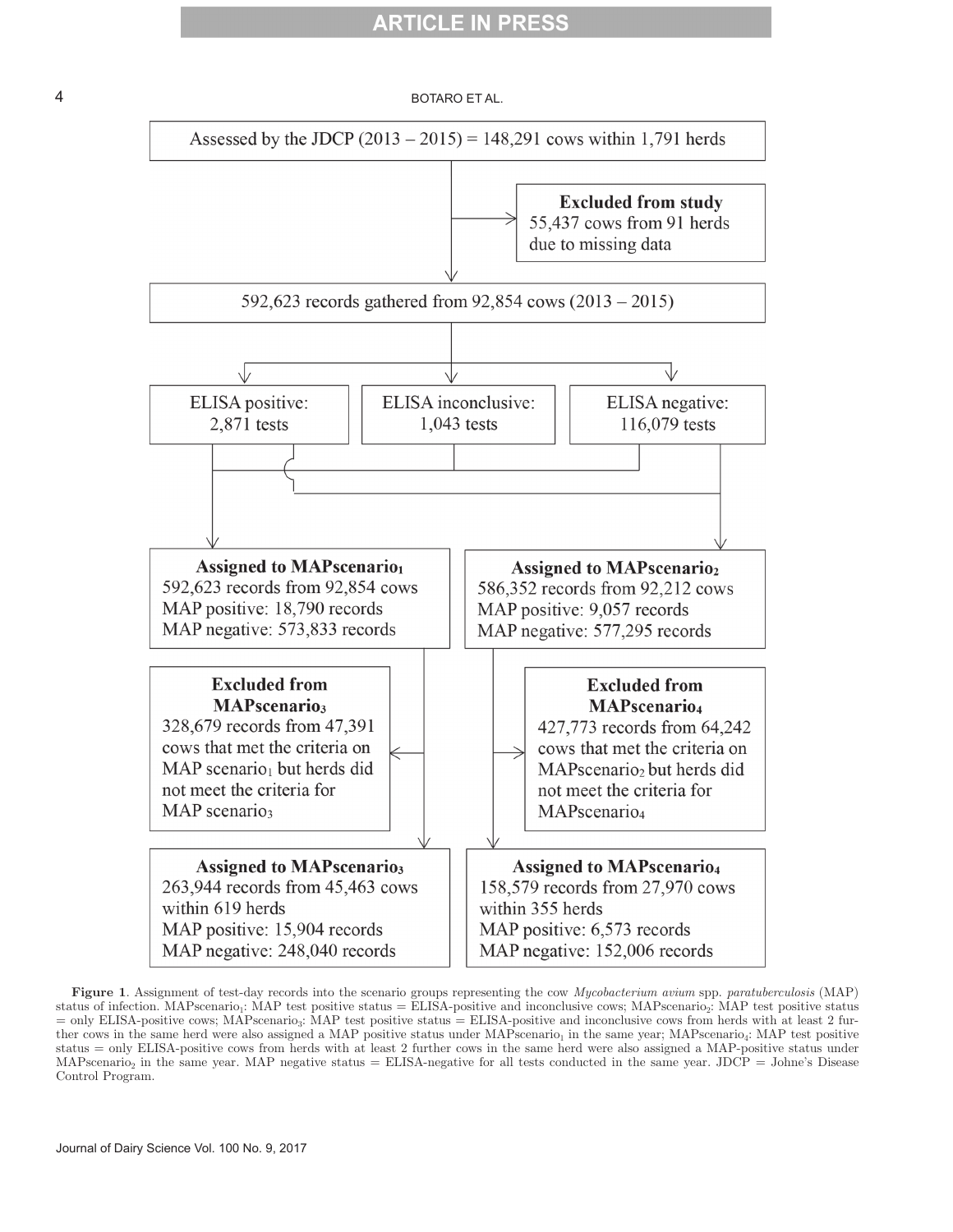Assessed by the JDCP (2013 – 2015) = 148,291 cows within 1,791 herds

**Excluded from study**
55,437 cows from 91 herds due to missing data

592,623 records gathered from 92,854 cows (2013 – 2015)

| ELISA positive: 2,871 tests | ELISA inconclusive: 1,043 tests | ELISA negative: 116,079 tests |
|---|---|---|

**Assigned to MAPscenario$_1$**
592,623 records from 92,854 cows
MAP positive: 18,790 records
MAP negative: 573,833 records

**Assigned to MAPscenario$_2$**
586,352 records from 92,212 cows
MAP positive: 9,057 records
MAP negative: 577,295 records

**Excluded from MAPscenario$_3$**
328,679 records from 47,391 cows that met the criteria on MAP scenario$_1$ but herds did not meet the criteria for MAP scenario$_3$

**Excluded from MAPscenario$_4$**
427,773 records from 64,242 cows that met the criteria on MAPscenario$_2$ but herds did not meet the criteria for MAPscenario$_4$

**Assigned to MAPscenario$_3$**
263,944 records from 45,463 cows within 619 herds
MAP positive: 15,904 records
MAP negative: 248,040 records

**Assigned to MAPscenario$_4$**
158,579 records from 27,970 cows within 355 herds
MAP positive: 6,573 records
MAP negative: 152,006 records

**Figure 1**. Assignment of test-day records into the scenario groups representing the cow *Mycobacterium avium* spp. *paratuberculosis* (MAP) status of infection. MAPscenario$_1$: MAP test positive status = ELISA-positive and inconclusive cows; MAPscenario$_2$: MAP test positive status = only ELISA-positive cows; MAPscenario$_3$: MAP test positive status = ELISA-positive and inconclusive cows from herds with at least 2 further cows in the same herd were also assigned a MAP positive status under MAPscenario$_1$ in the same year; MAPscenario$_4$: MAP test positive status = only ELISA-positive cows from herds with at least 2 further cows in the same herd were also assigned a MAP-positive status under MAPscenario$_2$ in the same year. MAP negative status = ELISA-negative for all tests conducted in the same year. JDCP = Johne's Disease Control Program.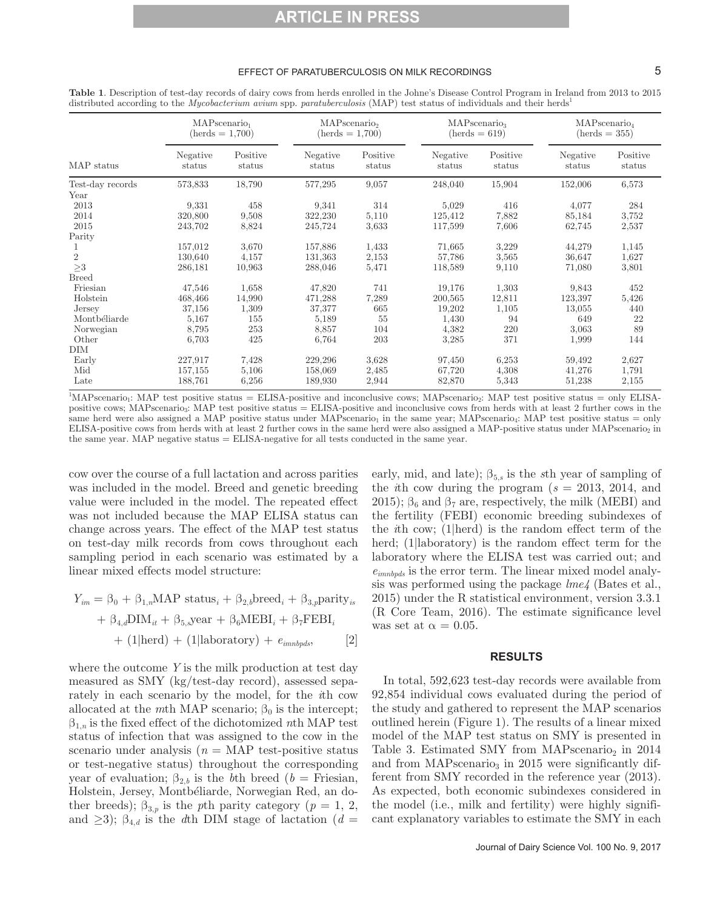**Table 1.** Description of test-day records of dairy cows from herds enrolled in the Johne's Disease Control Program in Ireland from 2013 to 2015 distributed according to the *Mycobacterium avium* spp. *paratuberculosis* (MAP) test status of individuals and their herds[1]

| MAP status | $\text{MAPscenario}_1$ (herds = 1,700) | | $\text{MAPscenario}_2$ (herds = 1,700) | | $\text{MAPscenario}_3$ (herds = 619) | | $\text{MAPscenario}_4$ (herds = 355) | |
|---|---|---|---|---|---|---|---|---|
| | Negative status | Positive status | Negative status | Positive status | Negative status | Positive status | Negative status | Positive status |
| Test-day records | 573,833 | 18,790 | 577,295 | 9,057 | 248,040 | 15,904 | 152,006 | 6,573 |
| Year | | | | | | | | |
| 2013 | 9,331 | 458 | 9,341 | 314 | 5,029 | 416 | 4,077 | 284 |
| 2014 | 320,800 | 9,508 | 322,230 | 5,110 | 125,412 | 7,882 | 85,184 | 3,752 |
| 2015 | 243,702 | 8,824 | 245,724 | 3,633 | 117,599 | 7,606 | 62,745 | 2,537 |
| Parity | | | | | | | | |
| 1 | 157,012 | 3,670 | 157,886 | 1,433 | 71,665 | 3,229 | 44,279 | 1,145 |
| 2 | 130,640 | 4,157 | 131,363 | 2,153 | 57,786 | 3,565 | 36,647 | 1,627 |
| ≥3 | 286,181 | 10,963 | 288,046 | 5,471 | 118,589 | 9,110 | 71,080 | 3,801 |
| Breed | | | | | | | | |
| Friesian | 47,546 | 1,658 | 47,820 | 741 | 19,176 | 1,303 | 9,843 | 452 |
| Holstein | 468,466 | 14,990 | 471,288 | 7,289 | 200,565 | 12,811 | 123,397 | 5,426 |
| Jersey | 37,156 | 1,309 | 37,377 | 665 | 19,202 | 1,105 | 13,055 | 440 |
| Montbéliarde | 5,167 | 155 | 5,189 | 55 | 1,430 | 94 | 649 | 22 |
| Norwegian | 8,795 | 253 | 8,857 | 104 | 4,382 | 220 | 3,063 | 89 |
| Other | 6,703 | 425 | 6,764 | 203 | 3,285 | 371 | 1,999 | 144 |
| DIM | | | | | | | | |
| Early | 227,917 | 7,428 | 229,296 | 3,628 | 97,450 | 6,253 | 59,492 | 2,627 |
| Mid | 157,155 | 5,106 | 158,069 | 2,485 | 67,720 | 4,308 | 41,276 | 1,791 |
| Late | 188,761 | 6,256 | 189,930 | 2,944 | 82,870 | 5,343 | 51,238 | 2,155 |

[1] $\text{MAPscenario}_1$: MAP test positive status = ELISA-positive and inconclusive cows; $\text{MAPscenario}_2$: MAP test positive status = only ELISA-positive cows; $\text{MAPscenario}_3$: MAP test positive status = ELISA-positive and inconclusive cows from herds with at least 2 further cows in the same herd were also assigned a MAP positive status under $\text{MAPscenario}_1$ in the same year; $\text{MAPscenario}_4$: MAP test positive status = only ELISA-positive cows from herds with at least 2 further cows in the same herd were also assigned a MAP-positive status under $\text{MAPscenario}_2$ in the same year. MAP negative status = ELISA-negative for all tests conducted in the same year.

cow over the course of a full lactation and across parities was included in the model. Breed and genetic breeding value were included in the model. The repeated effect was not included because the MAP ELISA status can change across years. The effect of the MAP test status on test-day milk records from cows throughout each sampling period in each scenario was estimated by a linear mixed effects model structure:

$$Y_{im} = \beta_0 + \beta_{1,n}\text{MAP status}_i + \beta_{2,b}\text{breed}_i + \beta_{3,p}\text{parity}_{is} + \beta_{4,d}\text{DIM}_{it} + \beta_{5,s}\text{year} + \beta_6\text{MEBI}_i + \beta_7\text{FEBI}_i + (1|\text{herd}) + (1|\text{laboratory}) + e_{imnbpds}, \quad [2]$$

where the outcome $Y$ is the milk production at test day measured as SMY (kg/test-day record), assessed separately in each scenario by the model, for the $i$th cow allocated at the $m$th MAP scenario; $\beta_0$ is the intercept; $\beta_{1,n}$ is the fixed effect of the dichotomized $n$th MAP test status of infection that was assigned to the cow in the scenario under analysis ($n$ = MAP test-positive status or test-negative status) throughout the corresponding year of evaluation; $\beta_{2,b}$ is the $b$th breed ($b$ = Friesian, Holstein, Jersey, Montbéliarde, Norwegian Red, another breeds); $\beta_{3,p}$ is the $p$th parity category ($p$ = 1, 2, and ≥3); $\beta_{4,d}$ is the $d$th DIM stage of lactation ($d$ = early, mid, and late); $\beta_{5,s}$ is the $s$th year of sampling of the $i$th cow during the program ($s$ = 2013, 2014, and 2015); $\beta_6$ and $\beta_7$ are, respectively, the milk (MEBI) and the fertility (FEBI) economic breeding subindexes of the $i$th cow; (1|herd) is the random effect term of the herd; (1|laboratory) is the random effect term for the laboratory where the ELISA test was carried out; and $e_{imnbpds}$ is the error term. The linear mixed model analysis was performed using the package *lme4* (Bates et al., 2015) under the R statistical environment, version 3.3.1 (R Core Team, 2016). The estimate significance level was set at $\alpha = 0.05$.

## RESULTS

In total, 592,623 test-day records were available from 92,854 individual cows evaluated during the period of the study and gathered to represent the MAP scenarios outlined herein (Figure 1). The results of a linear mixed model of the MAP test status on SMY is presented in Table 3. Estimated SMY from $\text{MAPscenario}_2$ in 2014 and from $\text{MAPscenario}_3$ in 2015 were significantly different from SMY recorded in the reference year (2013). As expected, both economic subindexes considered in the model (i.e., milk and fertility) were highly significant explanatory variables to estimate the SMY in each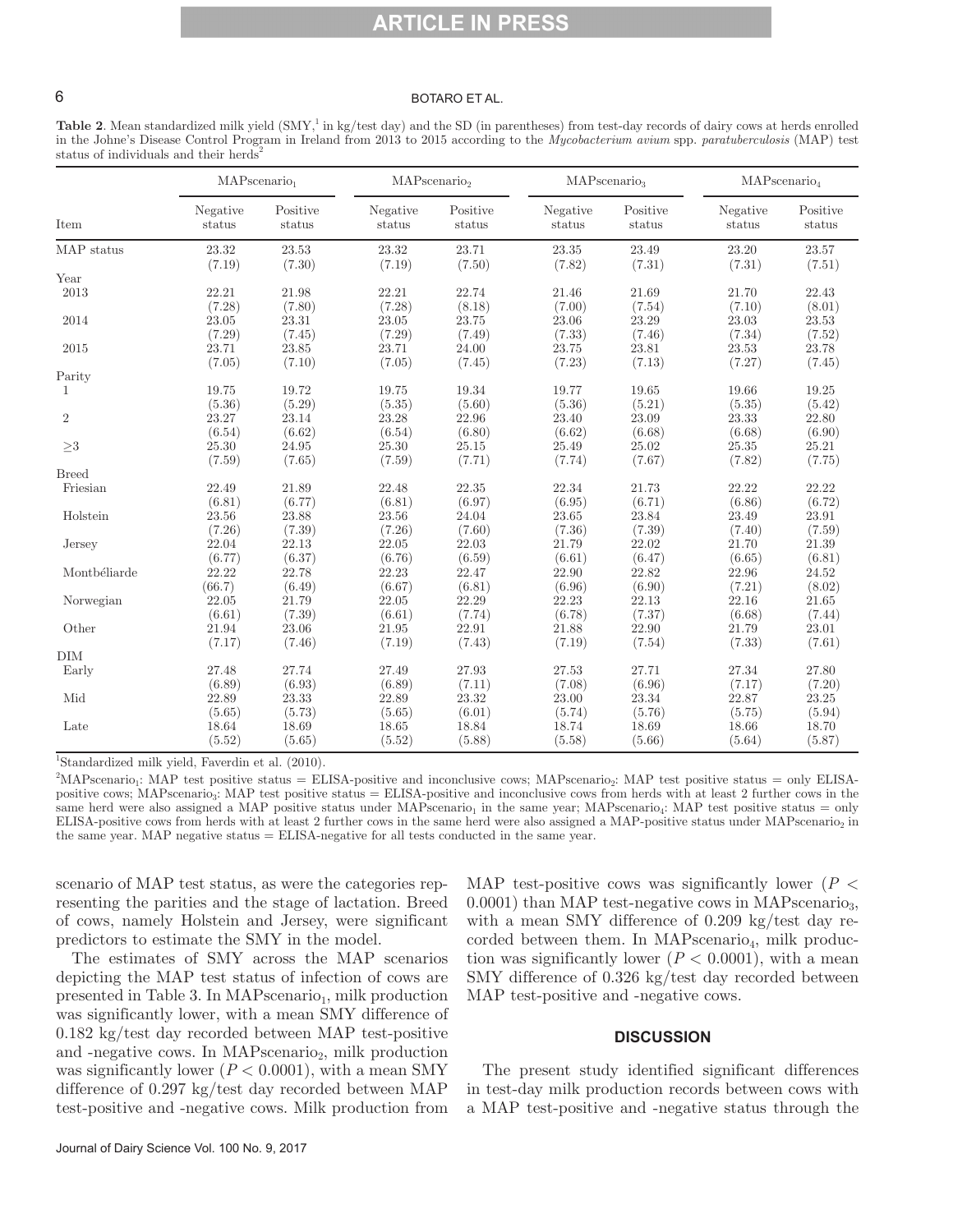**Table 2**. Mean standardized milk yield (SMY,[1] in kg/test day) and the SD (in parentheses) from test-day records of dairy cows at herds enrolled in the Johne's Disease Control Program in Ireland from 2013 to 2015 according to the *Mycobacterium avium* spp. *paratuberculosis* (MAP) test status of individuals and their herds[2]

| Item | $MAPscenario_1$ | | $MAPscenario_2$ | | $MAPscenario_3$ | | $MAPscenario_4$ | |
|---|---|---|---|---|---|---|---|---|
| | Negative status | Positive status | Negative status | Positive status | Negative status | Positive status | Negative status | Positive status |
| MAP status | 23.32 (7.19) | 23.53 (7.30) | 23.32 (7.19) | 23.71 (7.50) | 23.35 (7.82) | 23.49 (7.31) | 23.20 (7.31) | 23.57 (7.51) |
| Year | | | | | | | | |
| 2013 | 22.21 (7.28) | 21.98 (7.80) | 22.21 (7.28) | 22.74 (8.18) | 21.46 (7.00) | 21.69 (7.54) | 21.70 (7.10) | 22.43 (8.01) |
| 2014 | 23.05 (7.29) | 23.31 (7.45) | 23.05 (7.29) | 23.75 (7.49) | 23.06 (7.33) | 23.29 (7.46) | 23.03 (7.34) | 23.53 (7.52) |
| 2015 | 23.71 (7.05) | 23.85 (7.10) | 23.71 (7.05) | 24.00 (7.45) | 23.75 (7.23) | 23.81 (7.13) | 23.53 (7.27) | 23.78 (7.45) |
| Parity | | | | | | | | |
| 1 | 19.75 (5.36) | 19.72 (5.29) | 19.75 (5.35) | 19.34 (5.60) | 19.77 (5.36) | 19.65 (5.21) | 19.66 (5.35) | 19.25 (5.42) |
| 2 | 23.27 (6.54) | 23.14 (6.62) | 23.28 (6.54) | 22.96 (6.80) | 23.40 (6.62) | 23.09 (6.68) | 23.33 (6.68) | 22.80 (6.90) |
| ≥3 | 25.30 (7.59) | 24.95 (7.65) | 25.30 (7.59) | 25.15 (7.71) | 25.49 (7.74) | 25.02 (7.67) | 25.35 (7.82) | 25.21 (7.75) |
| Breed | | | | | | | | |
| Friesian | 22.49 (6.81) | 21.89 (6.77) | 22.48 (6.81) | 22.35 (6.97) | 22.34 (6.95) | 21.73 (6.71) | 22.22 (6.86) | 22.22 (6.72) |
| Holstein | 23.56 (7.26) | 23.88 (7.39) | 23.56 (7.26) | 24.04 (7.60) | 23.65 (7.36) | 23.84 (7.39) | 23.49 (7.40) | 23.91 (7.59) |
| Jersey | 22.04 (6.77) | 22.13 (6.37) | 22.05 (6.76) | 22.03 (6.59) | 21.79 (6.61) | 22.02 (6.47) | 21.70 (6.65) | 21.39 (6.81) |
| Montbéliarde | 22.22 (66.7) | 22.78 (6.49) | 22.23 (6.67) | 22.47 (6.81) | 22.90 (6.96) | 22.82 (6.90) | 22.96 (7.21) | 24.52 (8.02) |
| Norwegian | 22.05 (6.61) | 21.79 (7.39) | 22.05 (6.61) | 22.29 (7.74) | 22.23 (6.78) | 22.13 (7.37) | 22.16 (6.68) | 21.65 (7.44) |
| Other | 21.94 (7.17) | 23.06 (7.46) | 21.95 (7.19) | 22.91 (7.43) | 21.88 (7.19) | 22.90 (7.54) | 21.79 (7.33) | 23.01 (7.61) |
| DIM | | | | | | | | |
| Early | 27.48 (6.89) | 27.74 (6.93) | 27.49 (6.89) | 27.93 (7.11) | 27.53 (7.08) | 27.71 (6.96) | 27.34 (7.17) | 27.80 (7.20) |
| Mid | 22.89 (5.65) | 23.33 (5.73) | 22.89 (5.65) | 23.32 (6.01) | 23.00 (5.74) | 23.34 (5.76) | 22.87 (5.75) | 23.25 (5.94) |
| Late | 18.64 (5.52) | 18.69 (5.65) | 18.65 (5.52) | 18.84 (5.88) | 18.74 (5.58) | 18.69 (5.66) | 18.66 (5.64) | 18.70 (5.87) |

[1]Standardized milk yield, Faverdin et al. (2010).

[2]$MAPscenario_1$: MAP test positive status = ELISA-positive and inconclusive cows; $MAPscenario_2$: MAP test positive status = only ELISA-positive cows; $MAPscenario_3$: MAP test positive status = ELISA-positive and inconclusive cows from herds with at least 2 further cows in the same herd were also assigned a MAP positive status under $MAPscenario_1$ in the same year; $MAPscenario_4$: MAP test positive status = only ELISA-positive cows from herds with at least 2 further cows in the same herd were also assigned a MAP-positive status under $MAPscenario_2$ in the same year. MAP negative status = ELISA-negative for all tests conducted in the same year.

scenario of MAP test status, as were the categories representing the parities and the stage of lactation. Breed of cows, namely Holstein and Jersey, were significant predictors to estimate the SMY in the model.

The estimates of SMY across the MAP scenarios depicting the MAP test status of infection of cows are presented in Table 3. In $MAPscenario_1$, milk production was significantly lower, with a mean SMY difference of 0.182 kg/test day recorded between MAP test-positive and -negative cows. In $MAPscenario_2$, milk production was significantly lower ($P < 0.0001$), with a mean SMY difference of 0.297 kg/test day recorded between MAP test-positive and -negative cows. Milk production from MAP test-positive cows was significantly lower ($P < 0.0001$) than MAP test-negative cows in $MAPscenario_3$, with a mean SMY difference of 0.209 kg/test day recorded between them. In $MAPscenario_4$, milk production was significantly lower ($P < 0.0001$), with a mean SMY difference of 0.326 kg/test day recorded between MAP test-positive and -negative cows.

## DISCUSSION

The present study identified significant differences in test-day milk production records between cows with a MAP test-positive and -negative status through the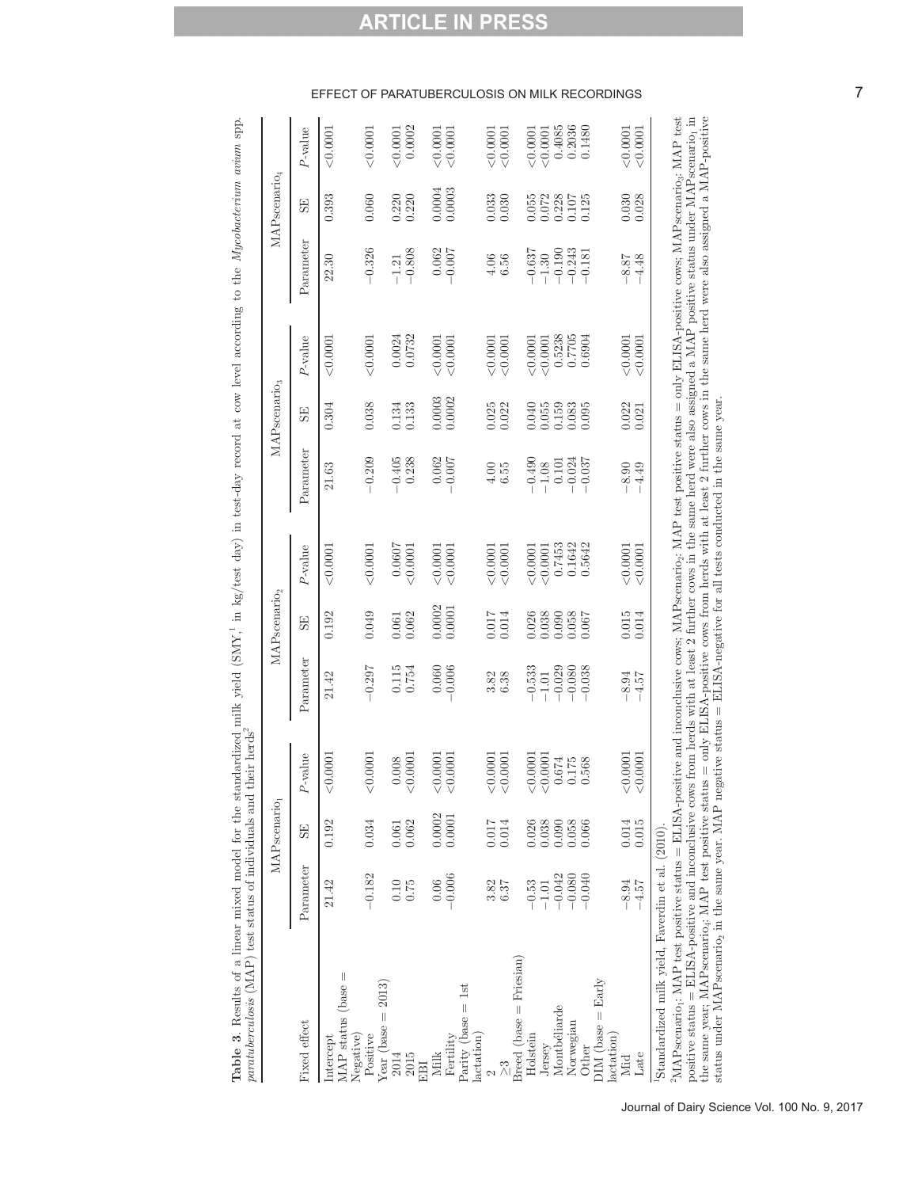**Table 3.** Results of a linear mixed model for the standardized milk yield (SMY,[1] in kg/test day) in test-day record at cow level according to the *Mycobacterium avium* spp. *paratuberculosis* (MAP) test status of individuals and their herds[2]

| Fixed effect | MAPscenario$_1$ | | | MAPscenario$_2$ | | | MAPscenario$_3$ | | | MAPscenario$_4$ | | |
|---|---|---|---|---|---|---|---|---|---|---|---|---|
| | Parameter | SE | *P*-value | Parameter | SE | *P*-value | Parameter | SE | *P*-value | Parameter | SE | *P*-value |
| Intercept | 21.42 | 0.192 | <0.0001 | 21.42 | 0.192 | <0.0001 | 21.63 | 0.304 | <0.0001 | 22.30 | 0.393 | <0.0001 |
| MAP status (base = Negative) | | | | | | | | | | | | |
| Positive | −0.182 | 0.034 | <0.0001 | −0.297 | 0.049 | <0.0001 | −0.209 | 0.038 | <0.0001 | −0.326 | 0.060 | <0.0001 |
| Year (base = 2013) | | | | | | | | | | | | |
| 2014 | 0.10 | 0.061 | 0.008 | 0.115 | 0.061 | 0.0607 | −0.405 | 0.134 | 0.0024 | −1.21 | 0.220 | <0.0001 |
| 2015 | 0.75 | 0.062 | <0.0001 | 0.754 | 0.062 | <0.0001 | 0.238 | 0.133 | 0.0732 | −0.808 | 0.220 | 0.0002 |
| EBI | | | | | | | | | | | | |
| Milk | 0.06 | 0.0002 | <0.0001 | 0.060 | 0.0002 | <0.0001 | 0.062 | 0.0003 | <0.0001 | 0.062 | 0.0004 | <0.0001 |
| Fertility | −0.006 | 0.0001 | <0.0001 | −0.006 | 0.0001 | <0.0001 | −0.007 | 0.0002 | <0.0001 | −0.007 | 0.0003 | <0.0001 |
| Parity (base = 1st lactation) | | | | | | | | | | | | |
| 2 | 3.82 | 0.017 | <0.0001 | 3.82 | 0.017 | <0.0001 | 4.00 | 0.025 | <0.0001 | 4.06 | 0.033 | <0.0001 |
| ≥3 | 6.37 | 0.014 | <0.0001 | 6.38 | 0.014 | <0.0001 | 6.55 | 0.022 | <0.0001 | 6.56 | 0.030 | <0.0001 |
| Breed (base = Friesian) | | | | | | | | | | | | |
| Holstein | −0.53 | 0.026 | <0.0001 | −0.533 | 0.026 | <0.0001 | −0.490 | 0.040 | <0.0001 | −0.637 | 0.055 | <0.0001 |
| Jersey | −1.01 | 0.038 | <0.0001 | −1.01 | 0.038 | <0.0001 | −1.08 | 0.055 | <0.0001 | −1.30 | 0.072 | <0.0001 |
| Montbéliarde | −0.042 | 0.090 | 0.674 | −0.029 | 0.090 | 0.7453 | 0.101 | 0.159 | 0.5238 | −0.190 | 0.228 | 0.4085 |
| Norwegian | −0.080 | 0.058 | 0.175 | −0.080 | 0.058 | 0.1642 | −0.024 | 0.083 | 0.7705 | −0.243 | 0.107 | 0.2036 |
| Other | −0.040 | 0.066 | 0.568 | −0.038 | 0.067 | 0.5642 | −0.037 | 0.095 | 0.6904 | −0.181 | 0.125 | 0.1480 |
| DIM (base = Early lactation) | | | | | | | | | | | | |
| Mid | −8.94 | 0.014 | <0.0001 | −8.94 | 0.015 | <0.0001 | −8.90 | 0.022 | <0.0001 | −8.87 | 0.030 | <0.0001 |
| Late | −4.57 | 0.015 | <0.0001 | −4.57 | 0.014 | <0.0001 | −4.49 | 0.021 | <0.0001 | −4.48 | 0.028 | <0.0001 |

[1]Standardized milk yield, Faverdin et al. (2010).

[2]MAPscenario$_1$: MAP test positive status = ELISA-positive and inconclusive cows; MAPscenario$_2$: MAP test positive status = only ELISA-positive cows; MAPscenario$_3$: MAP test positive status = ELISA-positive and inconclusive cows from herds with at least 2 further cows in the same herd were also assigned a MAP positive status under MAPscenario$_1$ in the same year; MAPscenario$_4$: MAP test positive status = only ELISA-positive cows from herds with at least 2 further cows in the same herd were also assigned a MAP-positive status under MAPscenario$_2$ in the same year. MAP negative status = ELISA-negative for all tests conducted in the same year.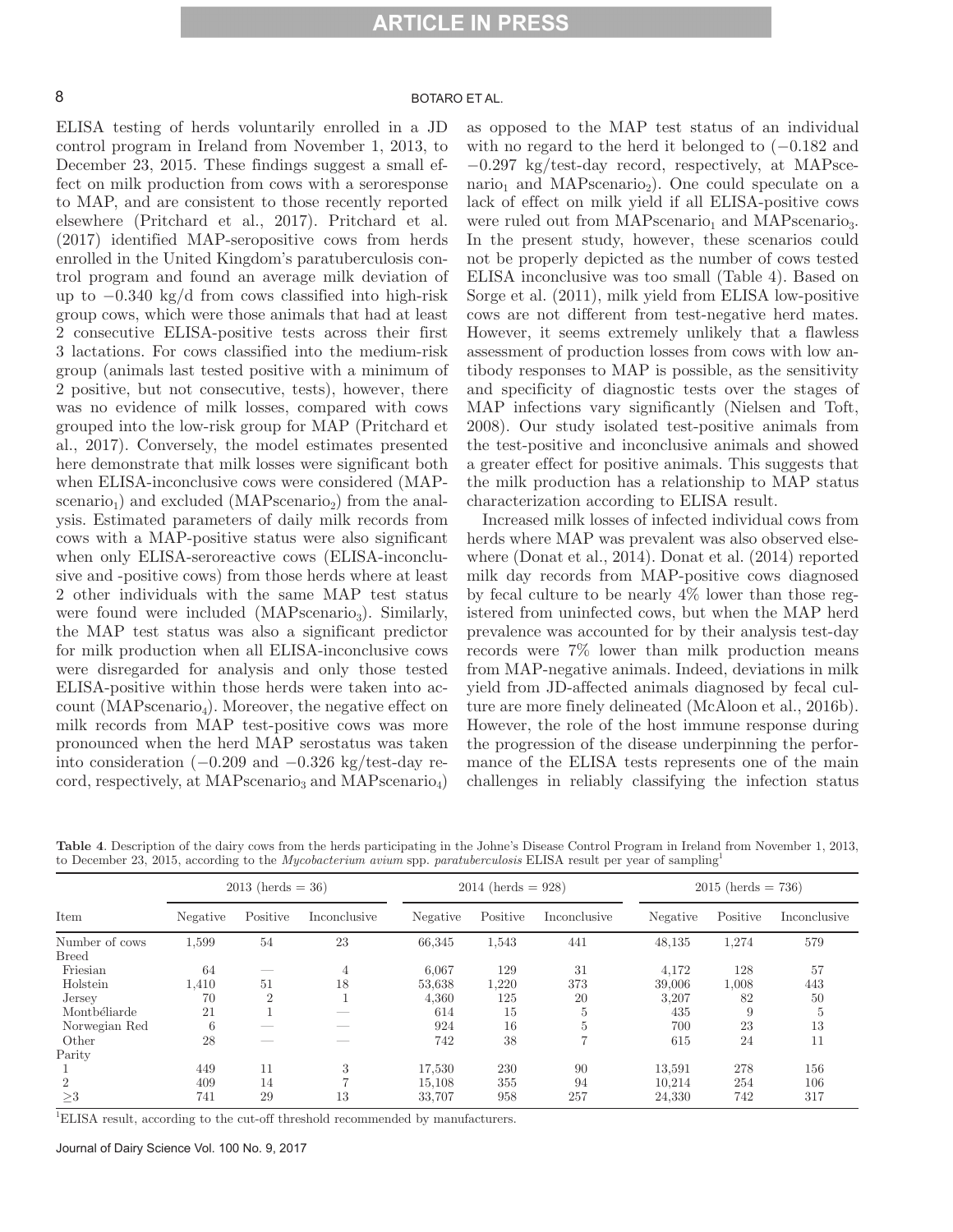ELISA testing of herds voluntarily enrolled in a JD control program in Ireland from November 1, 2013, to December 23, 2015. These findings suggest a small effect on milk production from cows with a seroresponse to MAP, and are consistent to those recently reported elsewhere (Pritchard et al., 2017). Pritchard et al. (2017) identified MAP-seropositive cows from herds enrolled in the United Kingdom's paratuberculosis control program and found an average milk deviation of up to −0.340 kg/d from cows classified into high-risk group cows, which were those animals that had at least 2 consecutive ELISA-positive tests across their first 3 lactations. For cows classified into the medium-risk group (animals last tested positive with a minimum of 2 positive, but not consecutive, tests), however, there was no evidence of milk losses, compared with cows grouped into the low-risk group for MAP (Pritchard et al., 2017). Conversely, the model estimates presented here demonstrate that milk losses were significant both when ELISA-inconclusive cows were considered ($\text{MAPscenario}_1$) and excluded ($\text{MAPscenario}_2$) from the analysis. Estimated parameters of daily milk records from cows with a MAP-positive status were also significant when only ELISA-seroreactive cows (ELISA-inconclusive and -positive cows) from those herds where at least 2 other individuals with the same MAP test status were found were included ($\text{MAPscenario}_3$). Similarly, the MAP test status was also a significant predictor for milk production when all ELISA-inconclusive cows were disregarded for analysis and only those tested ELISA-positive within those herds were taken into account ($\text{MAPscenario}_4$). Moreover, the negative effect on milk records from MAP test-positive cows was more pronounced when the herd MAP serostatus was taken into consideration (−0.209 and −0.326 kg/test-day record, respectively, at $\text{MAPscenario}_3$ and $\text{MAPscenario}_4$) as opposed to the MAP test status of an individual with no regard to the herd it belonged to (−0.182 and −0.297 kg/test-day record, respectively, at $\text{MAPscenario}_1$ and $\text{MAPscenario}_2$). One could speculate on a lack of effect on milk yield if all ELISA-positive cows were ruled out from $\text{MAPscenario}_1$ and $\text{MAPscenario}_3$. In the present study, however, these scenarios could not be properly depicted as the number of cows tested ELISA inconclusive was too small (Table 4). Based on Sorge et al. (2011), milk yield from ELISA low-positive cows are not different from test-negative herd mates. However, it seems extremely unlikely that a flawless assessment of production losses from cows with low antibody responses to MAP is possible, as the sensitivity and specificity of diagnostic tests over the stages of MAP infections vary significantly (Nielsen and Toft, 2008). Our study isolated test-positive animals from the test-positive and inconclusive animals and showed a greater effect for positive animals. This suggests that the milk production has a relationship to MAP status characterization according to ELISA result.

Increased milk losses of infected individual cows from herds where MAP was prevalent was also observed elsewhere (Donat et al., 2014). Donat et al. (2014) reported milk day records from MAP-positive cows diagnosed by fecal culture to be nearly 4% lower than those registered from uninfected cows, but when the MAP herd prevalence was accounted for by their analysis test-day records were 7% lower than milk production means from MAP-negative animals. Indeed, deviations in milk yield from JD-affected animals diagnosed by fecal culture are more finely delineated (McAloon et al., 2016b). However, the role of the host immune response during the progression of the disease underpinning the performance of the ELISA tests represents one of the main challenges in reliably classifying the infection status

**Table 4**. Description of the dairy cows from the herds participating in the Johne's Disease Control Program in Ireland from November 1, 2013, to December 23, 2015, according to the *Mycobacterium avium* spp. *paratuberculosis* ELISA result per year of sampling[1]

| Item | 2013 (herds = 36) | | | 2014 (herds = 928) | | | 2015 (herds = 736) | | |
|---|---|---|---|---|---|---|---|---|---|
| | Negative | Positive | Inconclusive | Negative | Positive | Inconclusive | Negative | Positive | Inconclusive |
| Number of cows | 1,599 | 54 | 23 | 66,345 | 1,543 | 441 | 48,135 | 1,274 | 579 |
| Breed | | | | | | | | | |
| Friesian | 64 | — | 4 | 6,067 | 129 | 31 | 4,172 | 128 | 57 |
| Holstein | 1,410 | 51 | 18 | 53,638 | 1,220 | 373 | 39,006 | 1,008 | 443 |
| Jersey | 70 | 2 | 1 | 4,360 | 125 | 20 | 3,207 | 82 | 50 |
| Montbéliarde | 21 | 1 | — | 614 | 15 | 5 | 435 | 9 | 5 |
| Norwegian Red | 6 | — | — | 924 | 16 | 5 | 700 | 23 | 13 |
| Other | 28 | — | — | 742 | 38 | 7 | 615 | 24 | 11 |
| Parity | | | | | | | | | |
| 1 | 449 | 11 | 3 | 17,530 | 230 | 90 | 13,591 | 278 | 156 |
| 2 | 409 | 14 | 7 | 15,108 | 355 | 94 | 10,214 | 254 | 106 |
| ≥3 | 741 | 29 | 13 | 33,707 | 958 | 257 | 24,330 | 742 | 317 |

[1]ELISA result, according to the cut-off threshold recommended by manufacturers.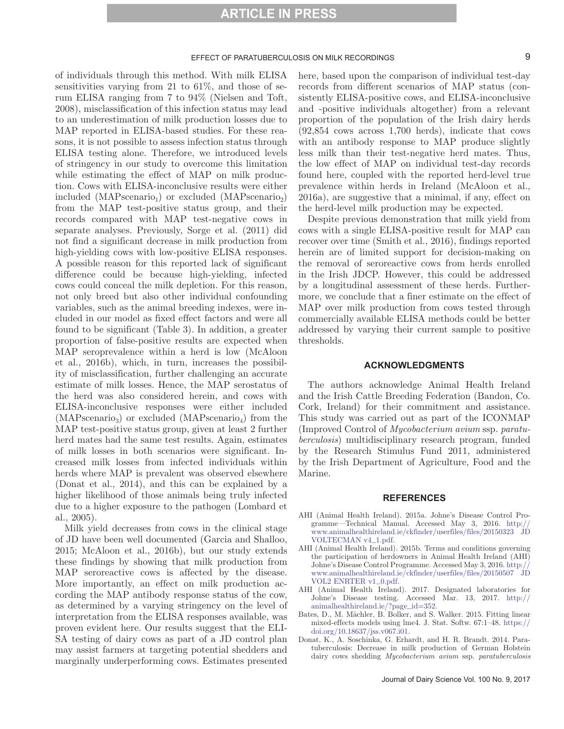of individuals through this method. With milk ELISA sensitivities varying from 21 to 61%, and those of serum ELISA ranging from 7 to 94% (Nielsen and Toft, 2008), misclassification of this infection status may lead to an underestimation of milk production losses due to MAP reported in ELISA-based studies. For these reasons, it is not possible to assess infection status through ELISA testing alone. Therefore, we introduced levels of stringency in our study to overcome this limitation while estimating the effect of MAP on milk production. Cows with ELISA-inconclusive results were either included ($MAPscenario_1$) or excluded ($MAPscenario_2$) from the MAP test-positive status group, and their records compared with MAP test-negative cows in separate analyses. Previously, Sorge et al. (2011) did not find a significant decrease in milk production from high-yielding cows with low-positive ELISA responses. A possible reason for this reported lack of significant difference could be because high-yielding, infected cows could conceal the milk depletion. For this reason, not only breed but also other individual confounding variables, such as the animal breeding indexes, were included in our model as fixed effect factors and were all found to be significant (Table 3). In addition, a greater proportion of false-positive results are expected when MAP seroprevalence within a herd is low (McAloon et al., 2016b), which, in turn, increases the possibility of misclassification, further challenging an accurate estimate of milk losses. Hence, the MAP serostatus of the herd was also considered herein, and cows with ELISA-inconclusive responses were either included ($MAPscenario_3$) or excluded ($MAPscenario_4$) from the MAP test-positive status group, given at least 2 further herd mates had the same test results. Again, estimates of milk losses in both scenarios were significant. Increased milk losses from infected individuals within herds where MAP is prevalent was observed elsewhere (Donat et al., 2014), and this can be explained by a higher likelihood of those animals being truly infected due to a higher exposure to the pathogen (Lombard et al., 2005).

Milk yield decreases from cows in the clinical stage of JD have been well documented (Garcia and Shalloo, 2015; McAloon et al., 2016b), but our study extends these findings by showing that milk production from MAP seroreactive cows is affected by the disease. More importantly, an effect on milk production according the MAP antibody response status of the cow, as determined by a varying stringency on the level of interpretation from the ELISA responses available, was proven evident here. Our results suggest that the ELISA testing of dairy cows as part of a JD control plan may assist farmers at targeting potential shedders and marginally underperforming cows. Estimates presented here, based upon the comparison of individual test-day records from different scenarios of MAP status (consistently ELISA-positive cows, and ELISA-inconclusive and -positive individuals altogether) from a relevant proportion of the population of the Irish dairy herds (92,854 cows across 1,700 herds), indicate that cows with an antibody response to MAP produce slightly less milk than their test-negative herd mates. Thus, the low effect of MAP on individual test-day records found here, coupled with the reported herd-level true prevalence within herds in Ireland (McAloon et al., 2016a), are suggestive that a minimal, if any, effect on the herd-level milk production may be expected.

Despite previous demonstration that milk yield from cows with a single ELISA-positive result for MAP can recover over time (Smith et al., 2016), findings reported herein are of limited support for decision-making on the removal of seroreactive cows from herds enrolled in the Irish JDCP. However, this could be addressed by a longitudinal assessment of these herds. Furthermore, we conclude that a finer estimate on the effect of MAP over milk production from cows tested through commercially available ELISA methods could be better addressed by varying their current sample to positive thresholds.

## ACKNOWLEDGMENTS

The authors acknowledge Animal Health Ireland and the Irish Cattle Breeding Federation (Bandon, Co. Cork, Ireland) for their commitment and assistance. This study was carried out as part of the ICONMAP (Improved Control of *Mycobacterium avium* ssp. *paratuberculosis*) multidisciplinary research program, funded by the Research Stimulus Fund 2011, administered by the Irish Department of Agriculture, Food and the Marine.

## REFERENCES

AHI (Animal Health Ireland). 2015a. Johne's Disease Control Programme—Technical Manual. Accessed May 3, 2016. http://www.animalhealthireland.ie/ckfinder/userfiles/files/20150323 JD VOLTECMAN v4_1.pdf.

AHI (Animal Health Ireland). 2015b. Terms and conditions governing the participation of herdowners in Animal Health Ireland (AHI) Johne's Disease Control Programme. Accessed May 3, 2016. http://www.animalhealthireland.ie/ckfinder/userfiles/files/20150507 JD VOL2 ENRTER v1_0.pdf.

AHI (Animal Health Ireland). 2017. Designated laboratories for Johne's Disease testing. Accessed Mar. 13, 2017. http://animalhealthireland.ie/?page_id=352.

Bates, D., M. Mächler, B. Bolker, and S. Walker. 2015. Fitting linear mixed-effects models using lme4. J. Stat. Softw. 67:1–48. https://doi.org/10.18637/jss.v067.i01.

Donat, K., A. Soschinka, G. Erhardt, and H. R. Brandt. 2014. Paratuberculosis: Decrease in milk production of German Holstein dairy cows shedding *Mycobacterium avium* ssp. *paratuberculosis*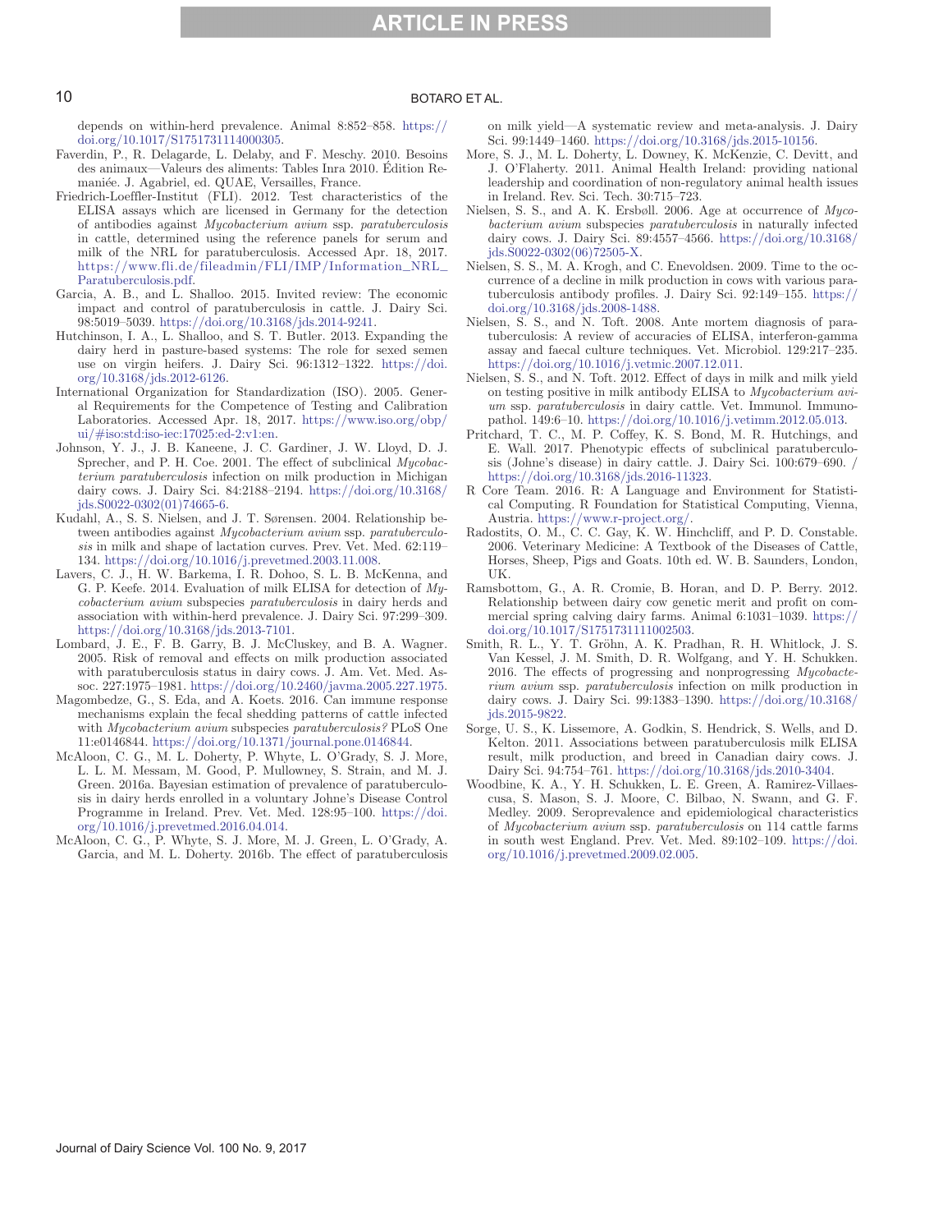depends on within-herd prevalence. Animal 8:852–858. https://doi.org/10.1017/S1751731114000305.

Faverdin, P., R. Delagarde, L. Delaby, and F. Meschy. 2010. Besoins des animaux—Valeurs des aliments: Tables Inra 2010. Édition Remaniée. J. Agabriel, ed. QUAE, Versailles, France.

Friedrich-Loeffler-Institut (FLI). 2012. Test characteristics of the ELISA assays which are licensed in Germany for the detection of antibodies against *Mycobacterium avium* ssp. *paratuberculosis* in cattle, determined using the reference panels for serum and milk of the NRL for paratuberculosis. Accessed Apr. 18, 2017. https://www.fli.de/fileadmin/FLI/IMP/Information_NRL_Paratuberculosis.pdf.

Garcia, A. B., and L. Shalloo. 2015. Invited review: The economic impact and control of paratuberculosis in cattle. J. Dairy Sci. 98:5019–5039. https://doi.org/10.3168/jds.2014-9241.

Hutchinson, I. A., L. Shalloo, and S. T. Butler. 2013. Expanding the dairy herd in pasture-based systems: The role for sexed semen use on virgin heifers. J. Dairy Sci. 96:1312–1322. https://doi.org/10.3168/jds.2012-6126.

International Organization for Standardization (ISO). 2005. General Requirements for the Competence of Testing and Calibration Laboratories. Accessed Apr. 18, 2017. https://www.iso.org/obp/ui/#iso:std:iso-iec:17025:ed-2:v1:en.

Johnson, Y. J., J. B. Kaneene, J. C. Gardiner, J. W. Lloyd, D. J. Sprecher, and P. H. Coe. 2001. The effect of subclinical *Mycobacterium paratuberculosis* infection on milk production in Michigan dairy cows. J. Dairy Sci. 84:2188–2194. https://doi.org/10.3168/jds.S0022-0302(01)74665-6.

Kudahl, A., S. S. Nielsen, and J. T. Sørensen. 2004. Relationship between antibodies against *Mycobacterium avium* ssp. *paratuberculosis* in milk and shape of lactation curves. Prev. Vet. Med. 62:119–134. https://doi.org/10.1016/j.prevetmed.2003.11.008.

Lavers, C. J., H. W. Barkema, I. R. Dohoo, S. L. B. McKenna, and G. P. Keefe. 2014. Evaluation of milk ELISA for detection of *Mycobacterium avium* subspecies *paratuberculosis* in dairy herds and association with within-herd prevalence. J. Dairy Sci. 97:299–309. https://doi.org/10.3168/jds.2013-7101.

Lombard, J. E., F. B. Garry, B. J. McCluskey, and B. A. Wagner. 2005. Risk of removal and effects on milk production associated with paratuberculosis status in dairy cows. J. Am. Vet. Med. Assoc. 227:1975–1981. https://doi.org/10.2460/javma.2005.227.1975.

Magombedze, G., S. Eda, and A. Koets. 2016. Can immune response mechanisms explain the fecal shedding patterns of cattle infected with *Mycobacterium avium* subspecies *paratuberculosis?* PLoS One 11:e0146844. https://doi.org/10.1371/journal.pone.0146844.

McAloon, C. G., M. L. Doherty, P. Whyte, L. O'Grady, S. J. More, L. L. M. Messam, M. Good, P. Mullowney, S. Strain, and M. J. Green. 2016a. Bayesian estimation of prevalence of paratuberculosis in dairy herds enrolled in a voluntary Johne's Disease Control Programme in Ireland. Prev. Vet. Med. 128:95–100. https://doi.org/10.1016/j.prevetmed.2016.04.014.

McAloon, C. G., P. Whyte, S. J. More, M. J. Green, L. O'Grady, A. Garcia, and M. L. Doherty. 2016b. The effect of paratuberculosis on milk yield—A systematic review and meta-analysis. J. Dairy Sci. 99:1449–1460. https://doi.org/10.3168/jds.2015-10156.

More, S. J., M. L. Doherty, L. Downey, K. McKenzie, C. Devitt, and J. O'Flaherty. 2011. Animal Health Ireland: providing national leadership and coordination of non-regulatory animal health issues in Ireland. Rev. Sci. Tech. 30:715–723.

Nielsen, S. S., and A. K. Ersbøll. 2006. Age at occurrence of *Mycobacterium avium* subspecies *paratuberculosis* in naturally infected dairy cows. J. Dairy Sci. 89:4557–4566. https://doi.org/10.3168/jds.S0022-0302(06)72505-X.

Nielsen, S. S., M. A. Krogh, and C. Enevoldsen. 2009. Time to the occurrence of a decline in milk production in cows with various paratuberculosis antibody profiles. J. Dairy Sci. 92:149–155. https://doi.org/10.3168/jds.2008-1488.

Nielsen, S. S., and N. Toft. 2008. Ante mortem diagnosis of paratuberculosis: A review of accuracies of ELISA, interferon-gamma assay and faecal culture techniques. Vet. Microbiol. 129:217–235. https://doi.org/10.1016/j.vetmic.2007.12.011.

Nielsen, S. S., and N. Toft. 2012. Effect of days in milk and milk yield on testing positive in milk antibody ELISA to *Mycobacterium avium* ssp. *paratuberculosis* in dairy cattle. Vet. Immunol. Immunopathol. 149:6–10. https://doi.org/10.1016/j.vetimm.2012.05.013.

Pritchard, T. C., M. P. Coffey, K. S. Bond, M. R. Hutchings, and E. Wall. 2017. Phenotypic effects of subclinical paratuberculosis (Johne's disease) in dairy cattle. J. Dairy Sci. 100:679–690. / https://doi.org/10.3168/jds.2016-11323.

R Core Team. 2016. R: A Language and Environment for Statistical Computing. R Foundation for Statistical Computing, Vienna, Austria. https://www.r-project.org/.

Radostits, O. M., C. C. Gay, K. W. Hinchcliff, and P. D. Constable. 2006. Veterinary Medicine: A Textbook of the Diseases of Cattle, Horses, Sheep, Pigs and Goats. 10th ed. W. B. Saunders, London, UK.

Ramsbottom, G., A. R. Cromie, B. Horan, and D. P. Berry. 2012. Relationship between dairy cow genetic merit and profit on commercial spring calving dairy farms. Animal 6:1031–1039. https://doi.org/10.1017/S1751731111002503.

Smith, R. L., Y. T. Gröhn, A. K. Pradhan, R. H. Whitlock, J. S. Van Kessel, J. M. Smith, D. R. Wolfgang, and Y. H. Schukken. 2016. The effects of progressing and nonprogressing *Mycobacterium avium* ssp. *paratuberculosis* infection on milk production in dairy cows. J. Dairy Sci. 99:1383–1390. https://doi.org/10.3168/jds.2015-9822.

Sorge, U. S., K. Lissemore, A. Godkin, S. Hendrick, S. Wells, and D. Kelton. 2011. Associations between paratuberculosis milk ELISA result, milk production, and breed in Canadian dairy cows. J. Dairy Sci. 94:754–761. https://doi.org/10.3168/jds.2010-3404.

Woodbine, K. A., Y. H. Schukken, L. E. Green, A. Ramirez-Villaescusa, S. Mason, S. J. Moore, C. Bilbao, N. Swann, and G. F. Medley. 2009. Seroprevalence and epidemiological characteristics of *Mycobacterium avium* ssp. *paratuberculosis* on 114 cattle farms in south west England. Prev. Vet. Med. 89:102–109. https://doi.org/10.1016/j.prevetmed.2009.02.005.